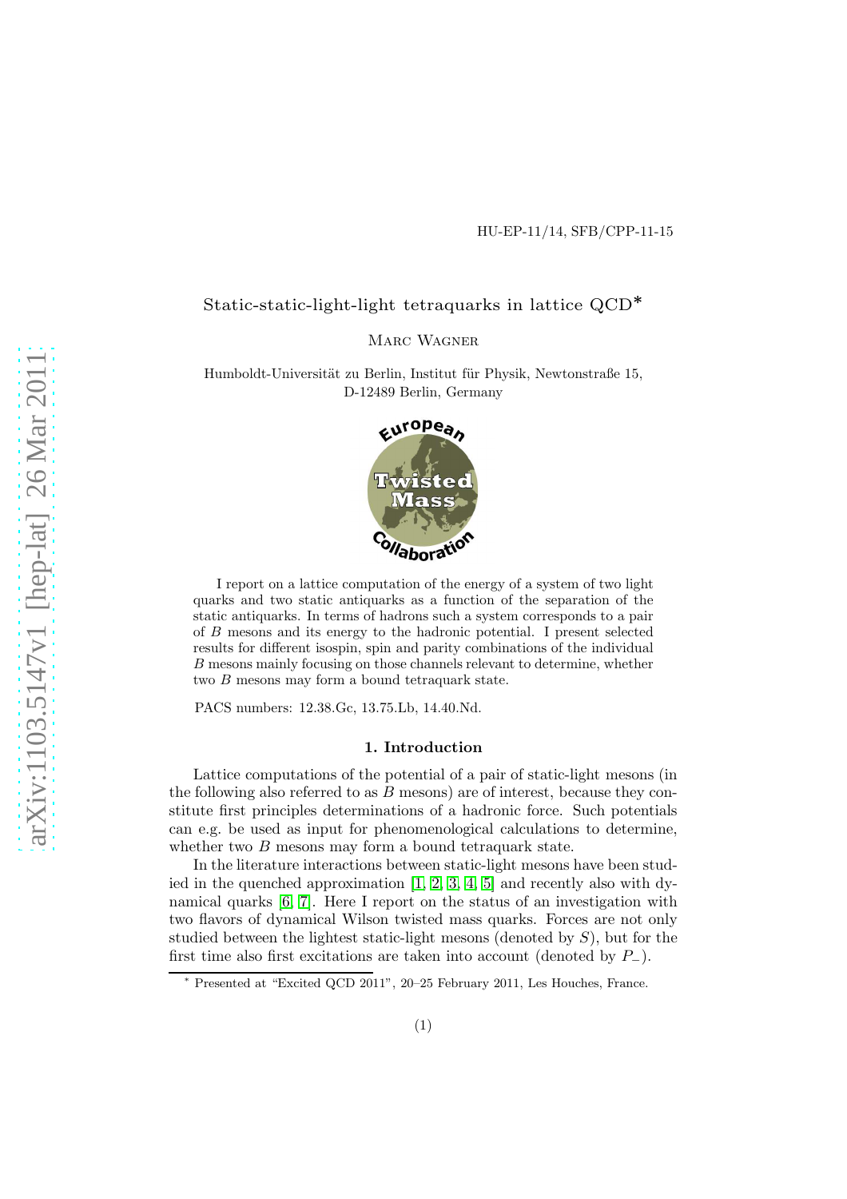HU-EP-11/14, SFB/CPP-11-15

# Static-static-light-light tetraquarks in lattice QCD*

Marc Wagner

Humboldt-Universität zu Berlin, Institut für Physik, Newtonstraße 15, D-12489 Berlin, Germany

I report on a lattice computation of the energy of a system of two light quarks and two static antiquarks as a function of the separation of the static antiquarks. In terms of hadrons such a system corresponds to a pair of $B$ mesons and its energy to the hadronic potential. I present selected results for different isospin, spin and parity combinations of the individual $B$ mesons mainly focusing on those channels relevant to determine, whether two $B$ mesons may form a bound tetraquark state.

PACS numbers: 12.38.Gc, 13.75.Lb, 14.40.Nd.

## 1. Introduction

Lattice computations of the potential of a pair of static-light mesons (in the following also referred to as $B$ mesons) are of interest, because they constitute first principles determinations of a hadronic force. Such potentials can e.g. be used as input for phenomenological calculations to determine, whether two $B$ mesons may form a bound tetraquark state.

In the literature interactions between static-light mesons have been studied in the quenched approximation [1, 2, 3, 4, 5] and recently also with dynamical quarks [6, 7]. Here I report on the status of an investigation with two flavors of dynamical Wilson twisted mass quarks. Forces are not only studied between the lightest static-light mesons (denoted by $S$), but for the first time also first excitations are taken into account (denoted by $P_-$).

* Presented at "Excited QCD 2011", 20–25 February 2011, Les Houches, France.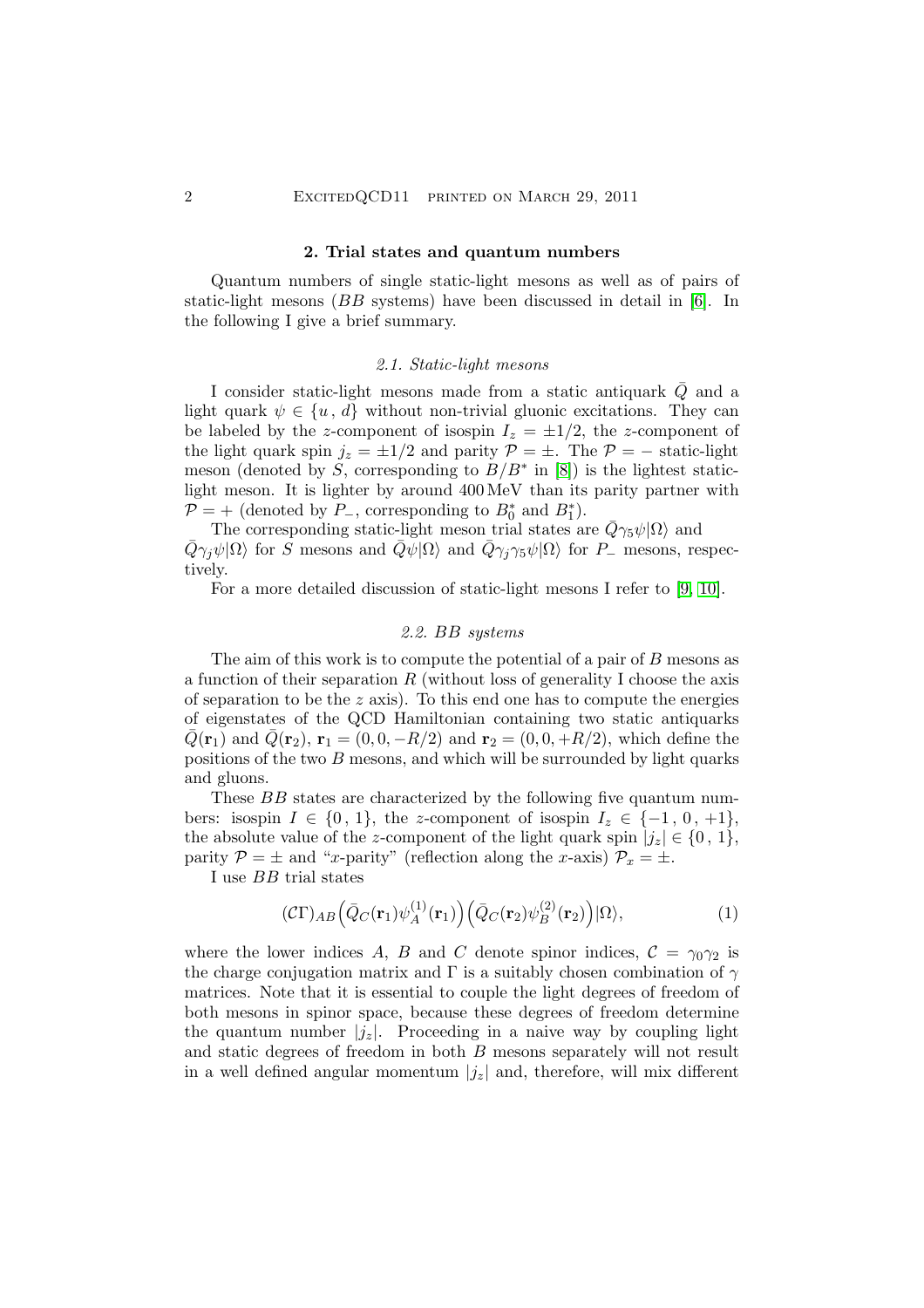## 2. Trial states and quantum numbers

Quantum numbers of single static-light mesons as well as of pairs of static-light mesons ($BB$ systems) have been discussed in detail in [6]. In the following I give a brief summary.

### 2.1. Static-light mesons

I consider static-light mesons made from a static antiquark $\bar{Q}$ and a light quark $\psi \in \{u\,,\,d\}$ without non-trivial gluonic excitations. They can be labeled by the $z$-component of isospin $I_z = \pm 1/2$, the $z$-component of the light quark spin $j_z = \pm 1/2$ and parity $\mathcal{P} = \pm$. The $\mathcal{P} = -$ static-light meson (denoted by $S$, corresponding to $B/B^*$ in [8]) is the lightest static-light meson. It is lighter by around 400 MeV than its parity partner with $\mathcal{P} = +$ (denoted by $P_-$, corresponding to $B_0^*$ and $B_1^*$).

The corresponding static-light meson trial states are $\bar{Q}\gamma_5\psi|\Omega\rangle$ and $\bar{Q}\gamma_j\psi|\Omega\rangle$ for $S$ mesons and $\bar{Q}\psi|\Omega\rangle$ and $\bar{Q}\gamma_j\gamma_5\psi|\Omega\rangle$ for $P_-$ mesons, respectively.

For a more detailed discussion of static-light mesons I refer to [9, 10].

### 2.2. BB systems

The aim of this work is to compute the potential of a pair of $B$ mesons as a function of their separation $R$ (without loss of generality I choose the axis of separation to be the $z$ axis). To this end one has to compute the energies of eigenstates of the QCD Hamiltonian containing two static antiquarks $\bar{Q}(\mathbf{r}_1)$ and $\bar{Q}(\mathbf{r}_2)$, $\mathbf{r}_1 = (0, 0, -R/2)$ and $\mathbf{r}_2 = (0, 0, +R/2)$, which define the positions of the two $B$ mesons, and which will be surrounded by light quarks and gluons.

These $BB$ states are characterized by the following five quantum numbers: isospin $I \in \{0\,,\,1\}$, the $z$-component of isospin $I_z \in \{-1\,,\,0\,,\,+1\}$, the absolute value of the $z$-component of the light quark spin $|j_z| \in \{0\,,\,1\}$, parity $\mathcal{P} = \pm$ and "$x$-parity" (reflection along the $x$-axis) $\mathcal{P}_x = \pm$.

I use $BB$ trial states

$$(\mathcal{C}\Gamma)_{AB}\Big(\bar{Q}_C(\mathbf{r}_1)\psi_A^{(1)}(\mathbf{r}_1)\Big)\Big(\bar{Q}_C(\mathbf{r}_2)\psi_B^{(2)}(\mathbf{r}_2)\Big)|\Omega\rangle, \tag{1}$$

where the lower indices $A$, $B$ and $C$ denote spinor indices, $\mathcal{C} = \gamma_0\gamma_2$ is the charge conjugation matrix and $\Gamma$ is a suitably chosen combination of $\gamma$ matrices. Note that it is essential to couple the light degrees of freedom of both mesons in spinor space, because these degrees of freedom determine the quantum number $|j_z|$. Proceeding in a naive way by coupling light and static degrees of freedom in both $B$ mesons separately will not result in a well defined angular momentum $|j_z|$ and, therefore, will mix different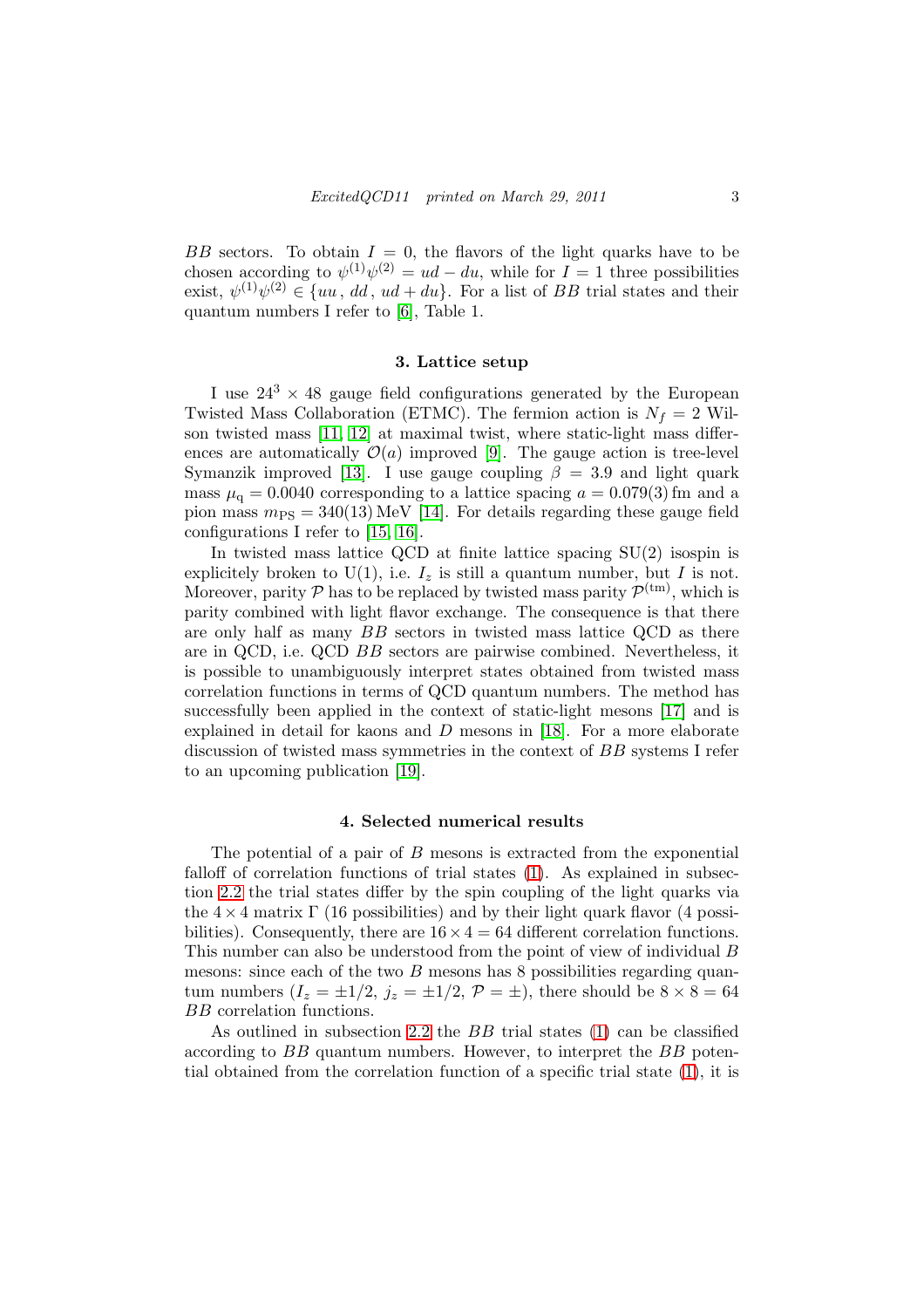$BB$ sectors. To obtain $I = 0$, the flavors of the light quarks have to be chosen according to $\psi^{(1)}\psi^{(2)} = ud - du$, while for $I = 1$ three possibilities exist, $\psi^{(1)}\psi^{(2)} \in \{uu\,,\,dd\,,\,ud + du\}$. For a list of $BB$ trial states and their quantum numbers I refer to [6], Table 1.

### 3. Lattice setup

I use $24^3 \times 48$ gauge field configurations generated by the European Twisted Mass Collaboration (ETMC). The fermion action is $N_f = 2$ Wilson twisted mass [11, 12] at maximal twist, where static-light mass differences are automatically $\mathcal{O}(a)$ improved [9]. The gauge action is tree-level Symanzik improved [13]. I use gauge coupling $\beta = 3.9$ and light quark mass $\mu_\mathrm{q} = 0.0040$ corresponding to a lattice spacing $a = 0.079(3)\,\mathrm{fm}$ and a pion mass $m_\mathrm{PS} = 340(13)\,\mathrm{MeV}$ [14]. For details regarding these gauge field configurations I refer to [15, 16].

In twisted mass lattice QCD at finite lattice spacing SU(2) isospin is explicitely broken to U(1), i.e. $I_z$ is still a quantum number, but $I$ is not. Moreover, parity $\mathcal{P}$ has to be replaced by twisted mass parity $\mathcal{P}^{(\mathrm{tm})}$, which is parity combined with light flavor exchange. The consequence is that there are only half as many $BB$ sectors in twisted mass lattice QCD as there are in QCD, i.e. QCD $BB$ sectors are pairwise combined. Nevertheless, it is possible to unambiguously interpret states obtained from twisted mass correlation functions in terms of QCD quantum numbers. The method has successfully been applied in the context of static-light mesons [17] and is explained in detail for kaons and $D$ mesons in [18]. For a more elaborate discussion of twisted mass symmetries in the context of $BB$ systems I refer to an upcoming publication [19].

### 4. Selected numerical results

The potential of a pair of $B$ mesons is extracted from the exponential falloff of correlation functions of trial states (1). As explained in subsection 2.2 the trial states differ by the spin coupling of the light quarks via the $4 \times 4$ matrix $\Gamma$ (16 possibilities) and by their light quark flavor (4 possibilities). Consequently, there are $16 \times 4 = 64$ different correlation functions. This number can also be understood from the point of view of individual $B$ mesons: since each of the two $B$ mesons has 8 possibilities regarding quantum numbers ($I_z = \pm 1/2$, $j_z = \pm 1/2$, $\mathcal{P} = \pm$), there should be $8 \times 8 = 64$ $BB$ correlation functions.

As outlined in subsection 2.2 the $BB$ trial states (1) can be classified according to $BB$ quantum numbers. However, to interpret the $BB$ potential obtained from the correlation function of a specific trial state (1), it is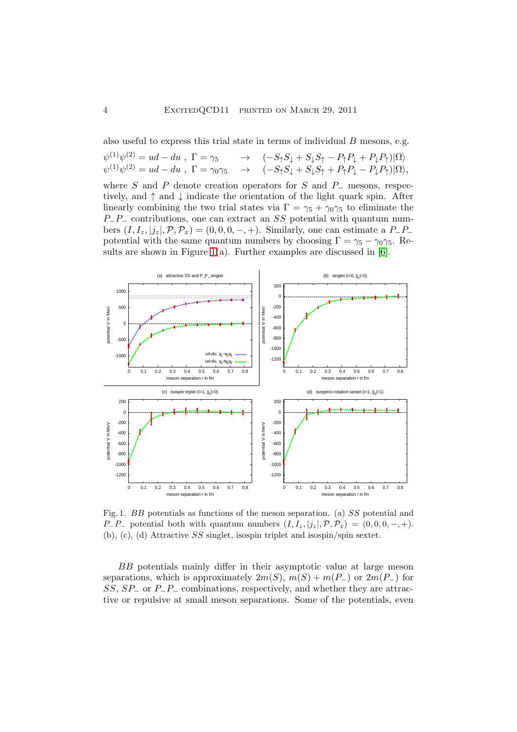also useful to express this trial state in terms of individual $B$ mesons, e.g.

$$\psi^{(1)}\psi^{(2)} = ud - du \ , \ \Gamma = \gamma_5 \quad \rightarrow \quad (-S_\uparrow S_\downarrow + S_\downarrow S_\uparrow - P_\uparrow P_\downarrow + P_\downarrow P_\uparrow)|\Omega\rangle$$
$$\psi^{(1)}\psi^{(2)} = ud - du \ , \ \Gamma = \gamma_0\gamma_5 \quad \rightarrow \quad (-S_\uparrow S_\downarrow + S_\downarrow S_\uparrow + P_\uparrow P_\downarrow - P_\downarrow P_\uparrow)|\Omega\rangle,$$

where $S$ and $P$ denote creation operators for $S$ and $P_-$ mesons, respectively, and $\uparrow$ and $\downarrow$ indicate the orientation of the light quark spin. After linearly combining the two trial states via $\Gamma = \gamma_5 + \gamma_0\gamma_5$ to eliminate the $P_-P_-$ contributions, one can extract an $SS$ potential with quantum numbers $(I, I_z, |j_z|, \mathcal{P}, \mathcal{P}_x) = (0, 0, 0, -, +)$. Similarly, one can estimate a $P_-P_-$ potential with the same quantum numbers by choosing $\Gamma = \gamma_5 - \gamma_0\gamma_5$. Results are shown in Figure 1(a). Further examples are discussed in [6].

Fig. 1. $BB$ potentials as functions of the meson separation. (a) $SS$ potential and $P_-P_-$ potential both with quantum numbers $(I, I_z, |j_z|, \mathcal{P}, \mathcal{P}_x) = (0, 0, 0, -, +)$. (b), (c), (d) Attractive $SS$ singlet, isospin triplet and isospin/spin sextet.

$BB$ potentials mainly differ in their asymptotic value at large meson separations, which is approximately $2m(S)$, $m(S) + m(P_-)$ or $2m(P_-)$ for $SS$, $SP_-$ or $P_-P_-$ combinations, respectively, and whether they are attractive or repulsive at small meson separations. Some of the potentials, even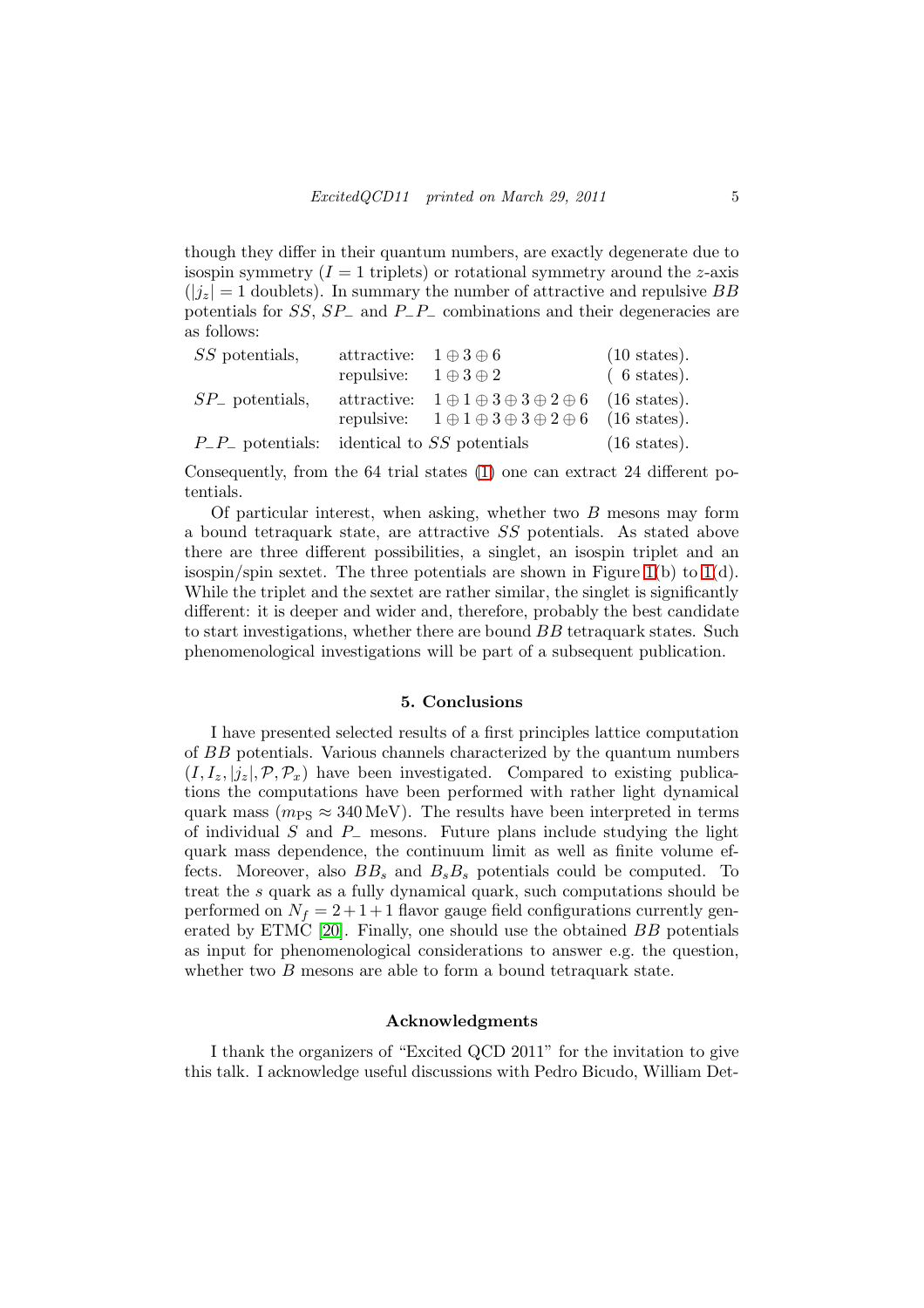though they differ in their quantum numbers, are exactly degenerate due to isospin symmetry ($I = 1$ triplets) or rotational symmetry around the $z$-axis ($|j_z| = 1$ doublets). In summary the number of attractive and repulsive $BB$ potentials for $SS$, $SP_-$ and $P_-P_-$ combinations and their degeneracies are as follows:

| | | | |
|---|---|---|---|
| $SS$ potentials, | attractive: | $1 \oplus 3 \oplus 6$ | (10 states). |
| | repulsive: | $1 \oplus 3 \oplus 2$ | ( 6 states). |
| $SP_-$ potentials, | attractive: | $1 \oplus 1 \oplus 3 \oplus 3 \oplus 2 \oplus 6$ | (16 states). |
| | repulsive: | $1 \oplus 1 \oplus 3 \oplus 3 \oplus 2 \oplus 6$ | (16 states). |
| $P_-P_-$ potentials: | identical to $SS$ potentials | | (16 states). |

Consequently, from the 64 trial states (1) one can extract 24 different potentials.

Of particular interest, when asking, whether two $B$ mesons may form a bound tetraquark state, are attractive $SS$ potentials. As stated above there are three different possibilities, a singlet, an isospin triplet and an isospin/spin sextet. The three potentials are shown in Figure 1(b) to 1(d). While the triplet and the sextet are rather similar, the singlet is significantly different: it is deeper and wider and, therefore, probably the best candidate to start investigations, whether there are bound $BB$ tetraquark states. Such phenomenological investigations will be part of a subsequent publication.

## 5. Conclusions

I have presented selected results of a first principles lattice computation of $BB$ potentials. Various channels characterized by the quantum numbers $(I, I_z, |j_z|, \mathcal{P}, \mathcal{P}_x)$ have been investigated. Compared to existing publications the computations have been performed with rather light dynamical quark mass ($m_{\mathrm{PS}} \approx 340\,\mathrm{MeV}$). The results have been interpreted in terms of individual $S$ and $P_-$ mesons. Future plans include studying the light quark mass dependence, the continuum limit as well as finite volume effects. Moreover, also $BB_s$ and $B_sB_s$ potentials could be computed. To treat the $s$ quark as a fully dynamical quark, such computations should be performed on $N_f = 2+1+1$ flavor gauge field configurations currently generated by ETMC [20]. Finally, one should use the obtained $BB$ potentials as input for phenomenological considerations to answer e.g. the question, whether two $B$ mesons are able to form a bound tetraquark state.

## Acknowledgments

I thank the organizers of "Excited QCD 2011" for the invitation to give this talk. I acknowledge useful discussions with Pedro Bicudo, William Det-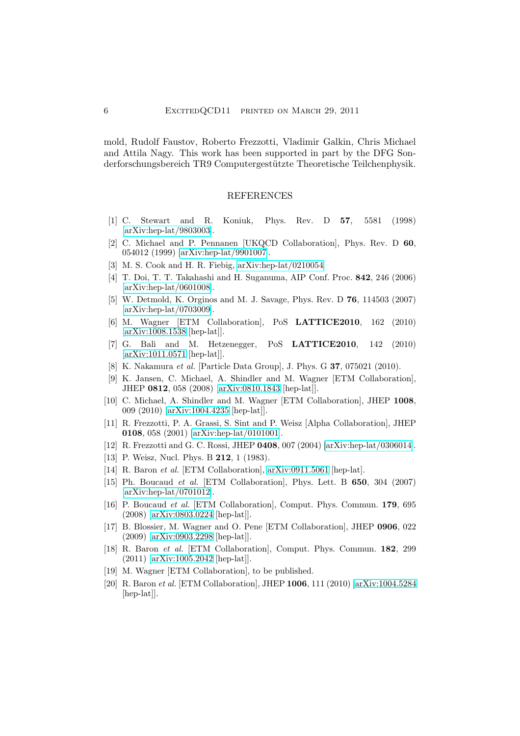mold, Rudolf Faustov, Roberto Frezzotti, Vladimir Galkin, Chris Michael and Attila Nagy. This work has been supported in part by the DFG Sonderforschungsbereich TR9 Computergestützte Theoretische Teilchenphysik.

## REFERENCES

[1] C. Stewart and R. Koniuk, Phys. Rev. D **57**, 5581 (1998) [arXiv:hep-lat/9803003].

[2] C. Michael and P. Pennanen [UKQCD Collaboration], Phys. Rev. D **60**, 054012 (1999) [arXiv:hep-lat/9901007].

[3] M. S. Cook and H. R. Fiebig, arXiv:hep-lat/0210054.

[4] T. Doi, T. T. Takahashi and H. Suganuma, AIP Conf. Proc. **842**, 246 (2006) [arXiv:hep-lat/0601008].

[5] W. Detmold, K. Orginos and M. J. Savage, Phys. Rev. D **76**, 114503 (2007) [arXiv:hep-lat/0703009].

[6] M. Wagner [ETM Collaboration], PoS **LATTICE2010**, 162 (2010) [arXiv:1008.1538 [hep-lat]].

[7] G. Bali and M. Hetzenegger, PoS **LATTICE2010**, 142 (2010) [arXiv:1011.0571 [hep-lat]].

[8] K. Nakamura *et al.* [Particle Data Group], J. Phys. G **37**, 075021 (2010).

[9] K. Jansen, C. Michael, A. Shindler and M. Wagner [ETM Collaboration], JHEP **0812**, 058 (2008) [arXiv:0810.1843 [hep-lat]].

[10] C. Michael, A. Shindler and M. Wagner [ETM Collaboration], JHEP **1008**, 009 (2010) [arXiv:1004.4235 [hep-lat]].

[11] R. Frezzotti, P. A. Grassi, S. Sint and P. Weisz [Alpha Collaboration], JHEP **0108**, 058 (2001) [arXiv:hep-lat/0101001].

[12] R. Frezzotti and G. C. Rossi, JHEP **0408**, 007 (2004) [arXiv:hep-lat/0306014].

[13] P. Weisz, Nucl. Phys. B **212**, 1 (1983).

[14] R. Baron *et al.* [ETM Collaboration], arXiv:0911.5061 [hep-lat].

[15] Ph. Boucaud *et al.* [ETM Collaboration], Phys. Lett. B **650**, 304 (2007) [arXiv:hep-lat/0701012].

[16] P. Boucaud *et al.* [ETM Collaboration], Comput. Phys. Commun. **179**, 695 (2008) [arXiv:0803.0224 [hep-lat]].

[17] B. Blossier, M. Wagner and O. Pene [ETM Collaboration], JHEP **0906**, 022 (2009) [arXiv:0903.2298 [hep-lat]].

[18] R. Baron *et al.* [ETM Collaboration], Comput. Phys. Commun. **182**, 299 (2011) [arXiv:1005.2042 [hep-lat]].

[19] M. Wagner [ETM Collaboration], to be published.

[20] R. Baron *et al.* [ETM Collaboration], JHEP **1006**, 111 (2010) [arXiv:1004.5284 [hep-lat]].